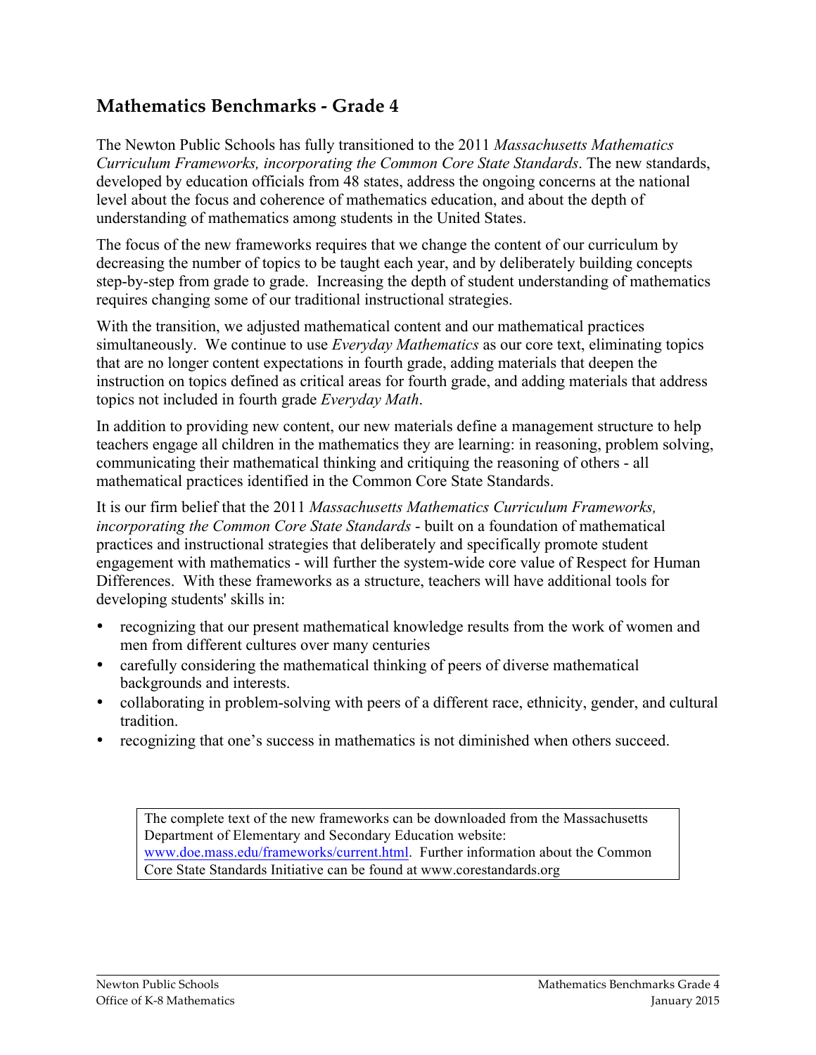## Mathematics Benchmarks - Grade 4

The Newton Public Schools has fully transitioned to the 2011 *Massachusetts Mathematics Curriculum Frameworks, incorporating the Common Core State Standards*. The new standards, developed by education officials from 48 states, address the ongoing concerns at the national level about the focus and coherence of mathematics education, and about the depth of understanding of mathematics among students in the United States.

The focus of the new frameworks requires that we change the content of our curriculum by decreasing the number of topics to be taught each year, and by deliberately building concepts step-by-step from grade to grade. Increasing the depth of student understanding of mathematics requires changing some of our traditional instructional strategies.

With the transition, we adjusted mathematical content and our mathematical practices simultaneously. We continue to use *Everyday Mathematics* as our core text, eliminating topics that are no longer content expectations in fourth grade, adding materials that deepen the instruction on topics defined as critical areas for fourth grade, and adding materials that address topics not included in fourth grade *Everyday Math*.

In addition to providing new content, our new materials define a management structure to help teachers engage all children in the mathematics they are learning: in reasoning, problem solving, communicating their mathematical thinking and critiquing the reasoning of others - all mathematical practices identified in the Common Core State Standards.

It is our firm belief that the 2011 *Massachusetts Mathematics Curriculum Frameworks, incorporating the Common Core State Standards* - built on a foundation of mathematical practices and instructional strategies that deliberately and specifically promote student engagement with mathematics - will further the system-wide core value of Respect for Human Differences. With these frameworks as a structure, teachers will have additional tools for developing students' skills in:

- recognizing that our present mathematical knowledge results from the work of women and men from different cultures over many centuries
- carefully considering the mathematical thinking of peers of diverse mathematical backgrounds and interests.
- collaborating in problem-solving with peers of a different race, ethnicity, gender, and cultural tradition.
- recognizing that one's success in mathematics is not diminished when others succeed.

The complete text of the new frameworks can be downloaded from the Massachusetts Department of Elementary and Secondary Education website: www.doe.mass.edu/frameworks/current.html. Further information about the Common Core State Standards Initiative can be found at www.corestandards.org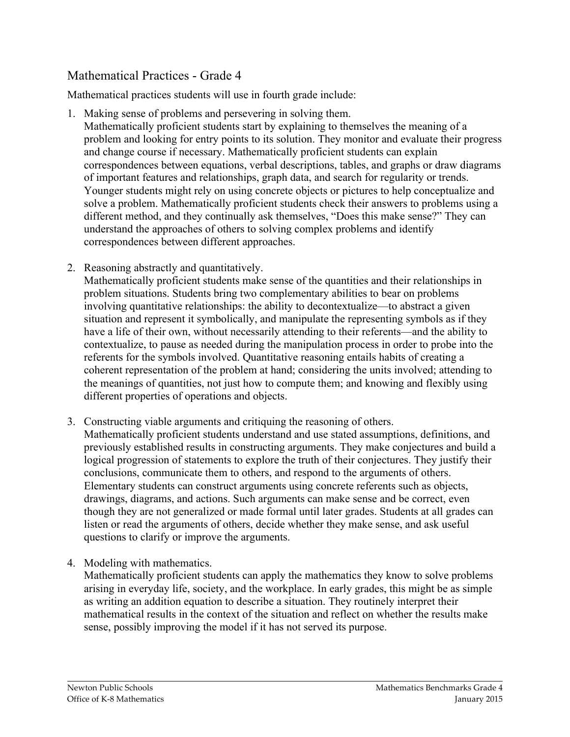## Mathematical Practices - Grade 4

Mathematical practices students will use in fourth grade include:

1. Making sense of problems and persevering in solving them.
   Mathematically proficient students start by explaining to themselves the meaning of a problem and looking for entry points to its solution. They monitor and evaluate their progress and change course if necessary. Mathematically proficient students can explain correspondences between equations, verbal descriptions, tables, and graphs or draw diagrams of important features and relationships, graph data, and search for regularity or trends. Younger students might rely on using concrete objects or pictures to help conceptualize and solve a problem. Mathematically proficient students check their answers to problems using a different method, and they continually ask themselves, "Does this make sense?" They can understand the approaches of others to solving complex problems and identify correspondences between different approaches.

2. Reasoning abstractly and quantitatively.
   Mathematically proficient students make sense of the quantities and their relationships in problem situations. Students bring two complementary abilities to bear on problems involving quantitative relationships: the ability to decontextualize—to abstract a given situation and represent it symbolically, and manipulate the representing symbols as if they have a life of their own, without necessarily attending to their referents—and the ability to contextualize, to pause as needed during the manipulation process in order to probe into the referents for the symbols involved. Quantitative reasoning entails habits of creating a coherent representation of the problem at hand; considering the units involved; attending to the meanings of quantities, not just how to compute them; and knowing and flexibly using different properties of operations and objects.

3. Constructing viable arguments and critiquing the reasoning of others.
   Mathematically proficient students understand and use stated assumptions, definitions, and previously established results in constructing arguments. They make conjectures and build a logical progression of statements to explore the truth of their conjectures. They justify their conclusions, communicate them to others, and respond to the arguments of others. Elementary students can construct arguments using concrete referents such as objects, drawings, diagrams, and actions. Such arguments can make sense and be correct, even though they are not generalized or made formal until later grades. Students at all grades can listen or read the arguments of others, decide whether they make sense, and ask useful questions to clarify or improve the arguments.

4. Modeling with mathematics.
   Mathematically proficient students can apply the mathematics they know to solve problems arising in everyday life, society, and the workplace. In early grades, this might be as simple as writing an addition equation to describe a situation. They routinely interpret their mathematical results in the context of the situation and reflect on whether the results make sense, possibly improving the model if it has not served its purpose.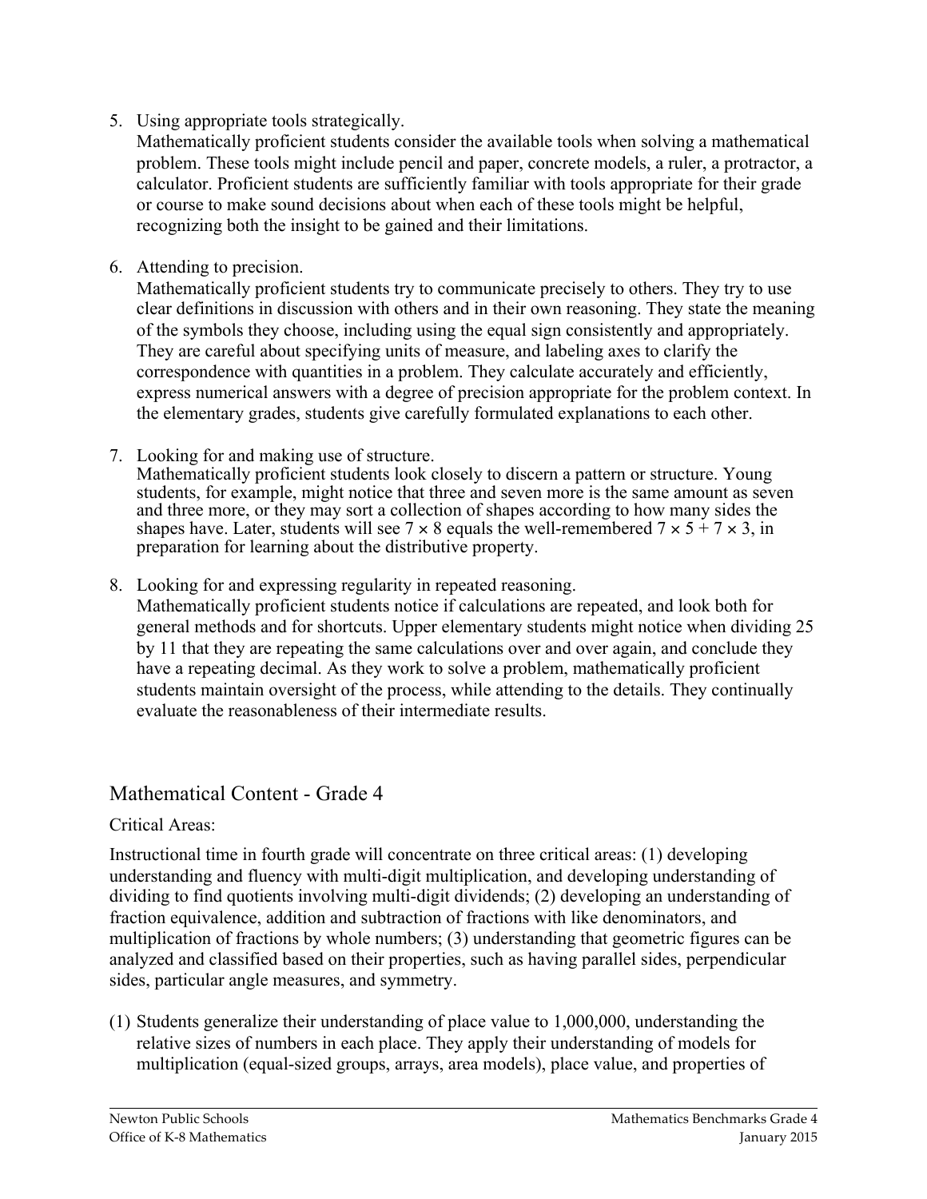5. Using appropriate tools strategically.
   Mathematically proficient students consider the available tools when solving a mathematical problem. These tools might include pencil and paper, concrete models, a ruler, a protractor, a calculator. Proficient students are sufficiently familiar with tools appropriate for their grade or course to make sound decisions about when each of these tools might be helpful, recognizing both the insight to be gained and their limitations.

6. Attending to precision.
   Mathematically proficient students try to communicate precisely to others. They try to use clear definitions in discussion with others and in their own reasoning. They state the meaning of the symbols they choose, including using the equal sign consistently and appropriately. They are careful about specifying units of measure, and labeling axes to clarify the correspondence with quantities in a problem. They calculate accurately and efficiently, express numerical answers with a degree of precision appropriate for the problem context. In the elementary grades, students give carefully formulated explanations to each other.

7. Looking for and making use of structure.
   Mathematically proficient students look closely to discern a pattern or structure. Young students, for example, might notice that three and seven more is the same amount as seven and three more, or they may sort a collection of shapes according to how many sides the shapes have. Later, students will see $7 \times 8$ equals the well-remembered $7 \times 5 + 7 \times 3$, in preparation for learning about the distributive property.

8. Looking for and expressing regularity in repeated reasoning.
   Mathematically proficient students notice if calculations are repeated, and look both for general methods and for shortcuts. Upper elementary students might notice when dividing 25 by 11 that they are repeating the same calculations over and over again, and conclude they have a repeating decimal. As they work to solve a problem, mathematically proficient students maintain oversight of the process, while attending to the details. They continually evaluate the reasonableness of their intermediate results.

## Mathematical Content - Grade 4

Critical Areas:

Instructional time in fourth grade will concentrate on three critical areas: (1) developing understanding and fluency with multi-digit multiplication, and developing understanding of dividing to find quotients involving multi-digit dividends; (2) developing an understanding of fraction equivalence, addition and subtraction of fractions with like denominators, and multiplication of fractions by whole numbers; (3) understanding that geometric figures can be analyzed and classified based on their properties, such as having parallel sides, perpendicular sides, particular angle measures, and symmetry.

(1) Students generalize their understanding of place value to 1,000,000, understanding the relative sizes of numbers in each place. They apply their understanding of models for multiplication (equal-sized groups, arrays, area models), place value, and properties of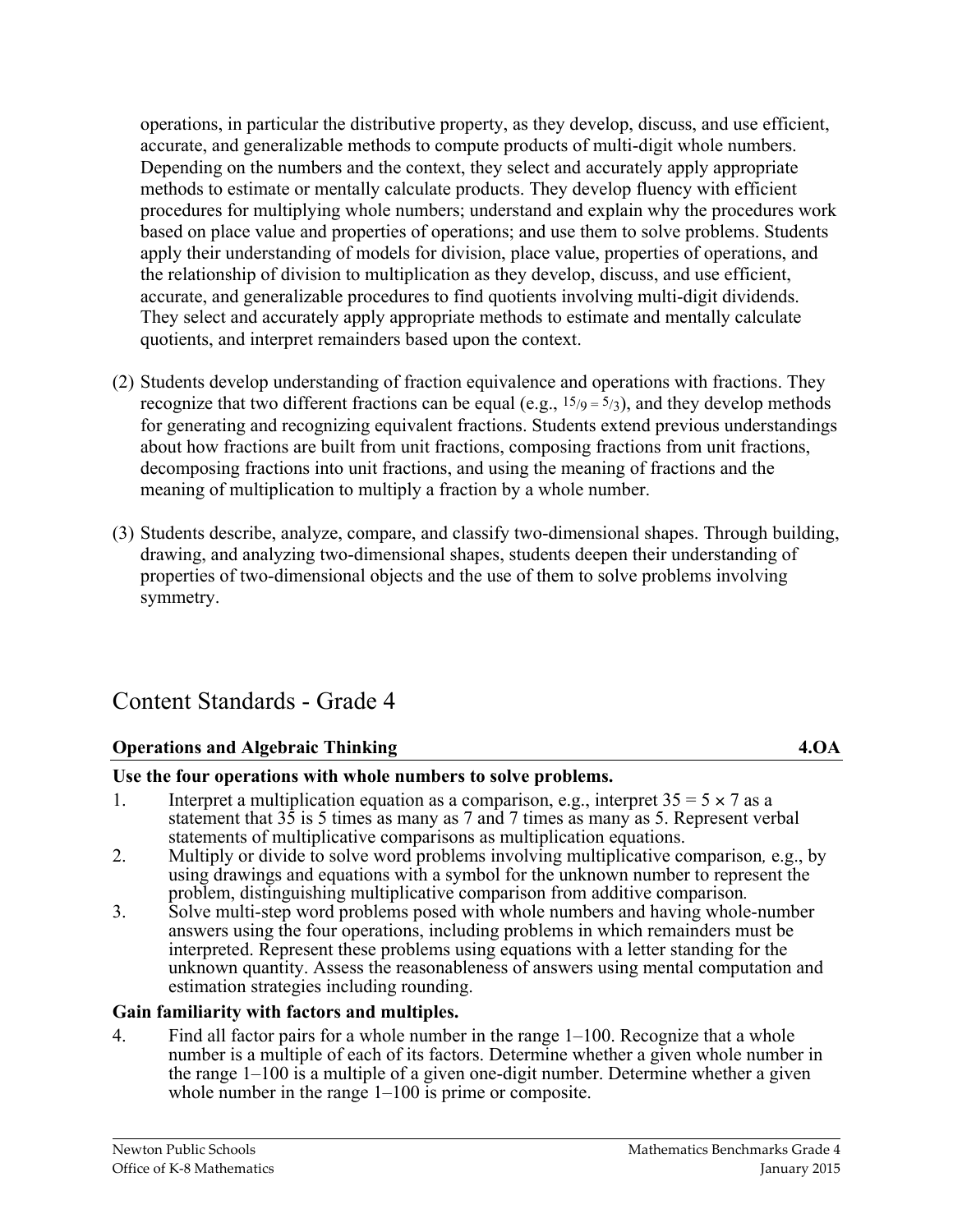operations, in particular the distributive property, as they develop, discuss, and use efficient, accurate, and generalizable methods to compute products of multi-digit whole numbers. Depending on the numbers and the context, they select and accurately apply appropriate methods to estimate or mentally calculate products. They develop fluency with efficient procedures for multiplying whole numbers; understand and explain why the procedures work based on place value and properties of operations; and use them to solve problems. Students apply their understanding of models for division, place value, properties of operations, and the relationship of division to multiplication as they develop, discuss, and use efficient, accurate, and generalizable procedures to find quotients involving multi-digit dividends. They select and accurately apply appropriate methods to estimate and mentally calculate quotients, and interpret remainders based upon the context.

(2) Students develop understanding of fraction equivalence and operations with fractions. They recognize that two different fractions can be equal (e.g., $15/9 = 5/3$), and they develop methods for generating and recognizing equivalent fractions. Students extend previous understandings about how fractions are built from unit fractions, composing fractions from unit fractions, decomposing fractions into unit fractions, and using the meaning of fractions and the meaning of multiplication to multiply a fraction by a whole number.

(3) Students describe, analyze, compare, and classify two-dimensional shapes. Through building, drawing, and analyzing two-dimensional shapes, students deepen their understanding of properties of two-dimensional objects and the use of them to solve problems involving symmetry.

# Content Standards - Grade 4

## Operations and Algebraic Thinking 4.OA

**Use the four operations with whole numbers to solve problems.**

1. Interpret a multiplication equation as a comparison, e.g., interpret $35 = 5 \times 7$ as a statement that 35 is 5 times as many as 7 and 7 times as many as 5. Represent verbal statements of multiplicative comparisons as multiplication equations.
2. Multiply or divide to solve word problems involving multiplicative comparison*,* e.g., by using drawings and equations with a symbol for the unknown number to represent the problem, distinguishing multiplicative comparison from additive comparison*.*
3. Solve multi-step word problems posed with whole numbers and having whole-number answers using the four operations, including problems in which remainders must be interpreted. Represent these problems using equations with a letter standing for the unknown quantity. Assess the reasonableness of answers using mental computation and estimation strategies including rounding.

**Gain familiarity with factors and multiples.**

4. Find all factor pairs for a whole number in the range 1–100. Recognize that a whole number is a multiple of each of its factors. Determine whether a given whole number in the range 1–100 is a multiple of a given one-digit number. Determine whether a given whole number in the range 1–100 is prime or composite.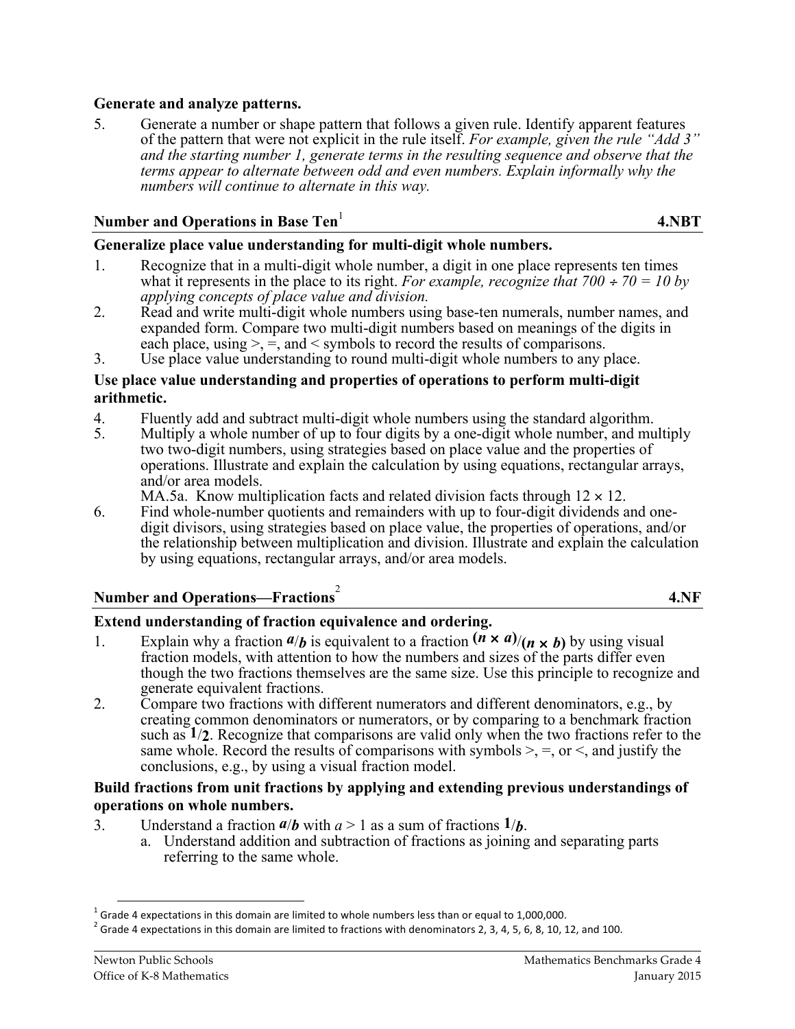**Generate and analyze patterns.**

5. Generate a number or shape pattern that follows a given rule. Identify apparent features of the pattern that were not explicit in the rule itself. *For example, given the rule "Add 3" and the starting number 1, generate terms in the resulting sequence and observe that the terms appear to alternate between odd and even numbers. Explain informally why the numbers will continue to alternate in this way.*

## Number and Operations in Base Ten[1] — 4.NBT

**Generalize place value understanding for multi-digit whole numbers.**

1. Recognize that in a multi-digit whole number, a digit in one place represents ten times what it represents in the place to its right. *For example, recognize that $700 \div 70 = 10$ by applying concepts of place value and division.*
2. Read and write multi-digit whole numbers using base-ten numerals, number names, and expanded form. Compare two multi-digit numbers based on meanings of the digits in each place, using >, =, and < symbols to record the results of comparisons.
3. Use place value understanding to round multi-digit whole numbers to any place.

**Use place value understanding and properties of operations to perform multi-digit arithmetic.**

4. Fluently add and subtract multi-digit whole numbers using the standard algorithm.
5. Multiply a whole number of up to four digits by a one-digit whole number, and multiply two two-digit numbers, using strategies based on place value and the properties of operations. Illustrate and explain the calculation by using equations, rectangular arrays, and/or area models.
   MA.5a. Know multiplication facts and related division facts through $12 \times 12$.
6. Find whole-number quotients and remainders with up to four-digit dividends and one-digit divisors, using strategies based on place value, the properties of operations, and/or the relationship between multiplication and division. Illustrate and explain the calculation by using equations, rectangular arrays, and/or area models.

## Number and Operations—Fractions[2] — 4.NF

**Extend understanding of fraction equivalence and ordering.**

1. Explain why a fraction $a/b$ is equivalent to a fraction $(n \times a)/(n \times b)$ by using visual fraction models, with attention to how the numbers and sizes of the parts differ even though the two fractions themselves are the same size. Use this principle to recognize and generate equivalent fractions.
2. Compare two fractions with different numerators and different denominators, e.g., by creating common denominators or numerators, or by comparing to a benchmark fraction such as $1/2$. Recognize that comparisons are valid only when the two fractions refer to the same whole. Record the results of comparisons with symbols >, =, or <, and justify the conclusions, e.g., by using a visual fraction model.

**Build fractions from unit fractions by applying and extending previous understandings of operations on whole numbers.**

3. Understand a fraction $a/b$ with $a > 1$ as a sum of fractions $1/b$.
   a. Understand addition and subtraction of fractions as joining and separating parts referring to the same whole.

---

[1] Grade 4 expectations in this domain are limited to whole numbers less than or equal to 1,000,000.

[2] Grade 4 expectations in this domain are limited to fractions with denominators 2, 3, 4, 5, 6, 8, 10, 12, and 100.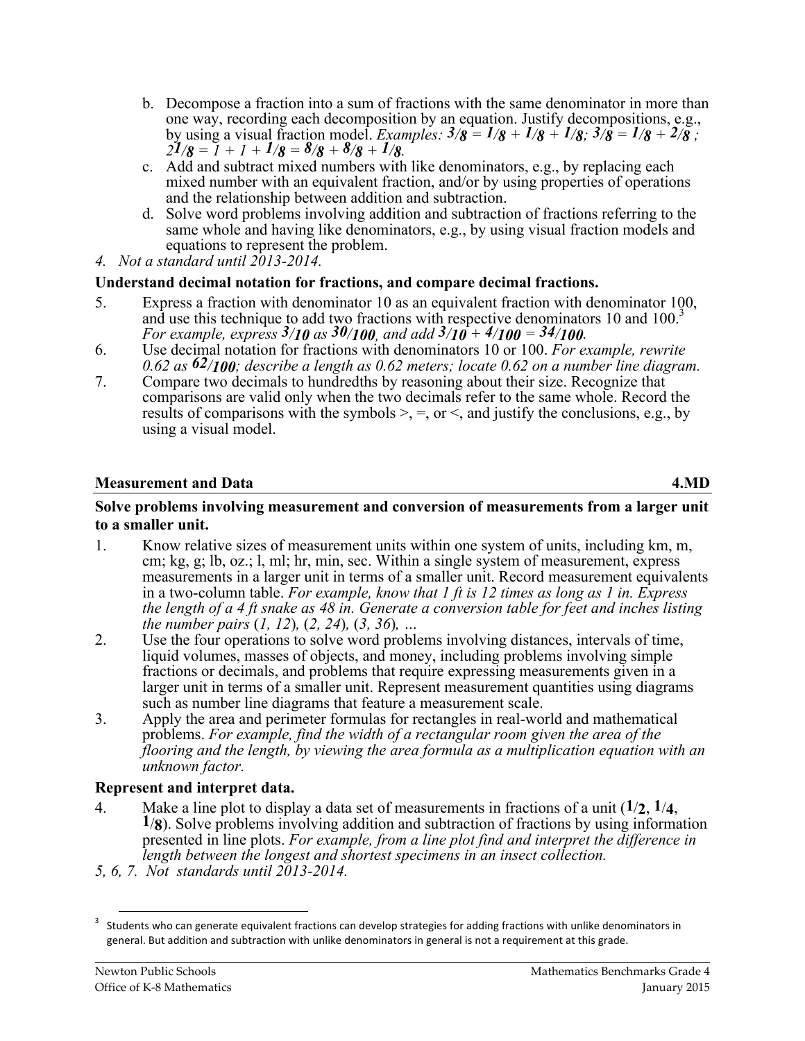b. Decompose a fraction into a sum of fractions with the same denominator in more than one way, recording each decomposition by an equation. Justify decompositions, e.g., by using a visual fraction model. *Examples:* $3/8 = 1/8 + 1/8 + 1/8$; $3/8 = 1/8 + 2/8$; $2\,1/8 = 1 + 1 + 1/8 = 8/8 + 8/8 + 1/8$.
c. Add and subtract mixed numbers with like denominators, e.g., by replacing each mixed number with an equivalent fraction, and/or by using properties of operations and the relationship between addition and subtraction.
d. Solve word problems involving addition and subtraction of fractions referring to the same whole and having like denominators, e.g., by using visual fraction models and equations to represent the problem.

*4. Not a standard until 2013-2014.*

**Understand decimal notation for fractions, and compare decimal fractions.**

5. Express a fraction with denominator 10 as an equivalent fraction with denominator 100, and use this technique to add two fractions with respective denominators 10 and 100.[3] *For example, express* $3/10$ *as* $30/100$*, and add* $3/10 + 4/100 = 34/100$.
6. Use decimal notation for fractions with denominators 10 or 100. *For example, rewrite 0.62 as* $62/100$*; describe a length as 0.62 meters; locate 0.62 on a number line diagram.*
7. Compare two decimals to hundredths by reasoning about their size. Recognize that comparisons are valid only when the two decimals refer to the same whole. Record the results of comparisons with the symbols >, =, or <, and justify the conclusions, e.g., by using a visual model.

## Measurement and Data 4.MD

**Solve problems involving measurement and conversion of measurements from a larger unit to a smaller unit.**

1. Know relative sizes of measurement units within one system of units, including km, m, cm; kg, g; lb, oz.; l, ml; hr, min, sec. Within a single system of measurement, express measurements in a larger unit in terms of a smaller unit. Record measurement equivalents in a two-column table. *For example, know that 1 ft is 12 times as long as 1 in. Express the length of a 4 ft snake as 48 in. Generate a conversion table for feet and inches listing the number pairs* (*1, 12*)*,* (*2, 24*)*,* (*3, 36*)*, …*
2. Use the four operations to solve word problems involving distances, intervals of time, liquid volumes, masses of objects, and money, including problems involving simple fractions or decimals, and problems that require expressing measurements given in a larger unit in terms of a smaller unit. Represent measurement quantities using diagrams such as number line diagrams that feature a measurement scale.
3. Apply the area and perimeter formulas for rectangles in real-world and mathematical problems. *For example, find the width of a rectangular room given the area of the flooring and the length, by viewing the area formula as a multiplication equation with an unknown factor.*

**Represent and interpret data.**

4. Make a line plot to display a data set of measurements in fractions of a unit ($1/2$, $1/4$, $1/8$). Solve problems involving addition and subtraction of fractions by using information presented in line plots. *For example, from a line plot find and interpret the difference in length between the longest and shortest specimens in an insect collection.*

*5, 6, 7. Not standards until 2013-2014.*

[3] Students who can generate equivalent fractions can develop strategies for adding fractions with unlike denominators in general. But addition and subtraction with unlike denominators in general is not a requirement at this grade.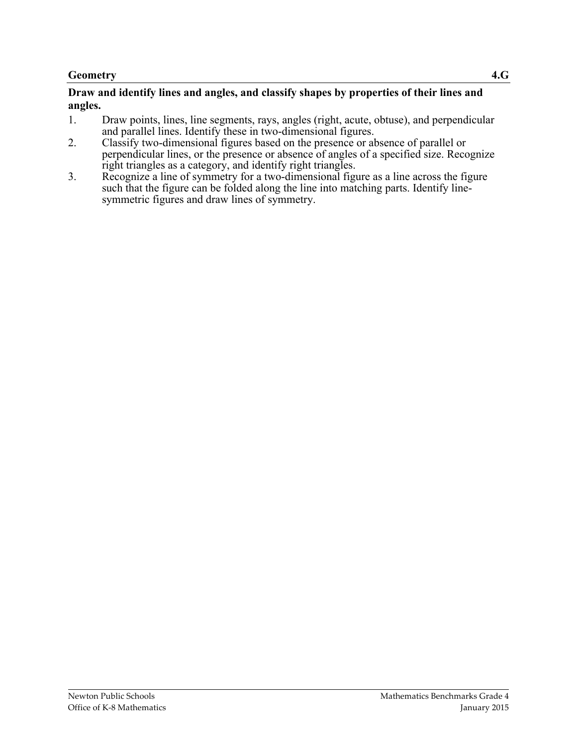**Geometry** **4.G**

**Draw and identify lines and angles, and classify shapes by properties of their lines and angles.**

1. Draw points, lines, line segments, rays, angles (right, acute, obtuse), and perpendicular and parallel lines. Identify these in two-dimensional figures.
2. Classify two-dimensional figures based on the presence or absence of parallel or perpendicular lines, or the presence or absence of angles of a specified size. Recognize right triangles as a category, and identify right triangles.
3. Recognize a line of symmetry for a two-dimensional figure as a line across the figure such that the figure can be folded along the line into matching parts. Identify line-symmetric figures and draw lines of symmetry.